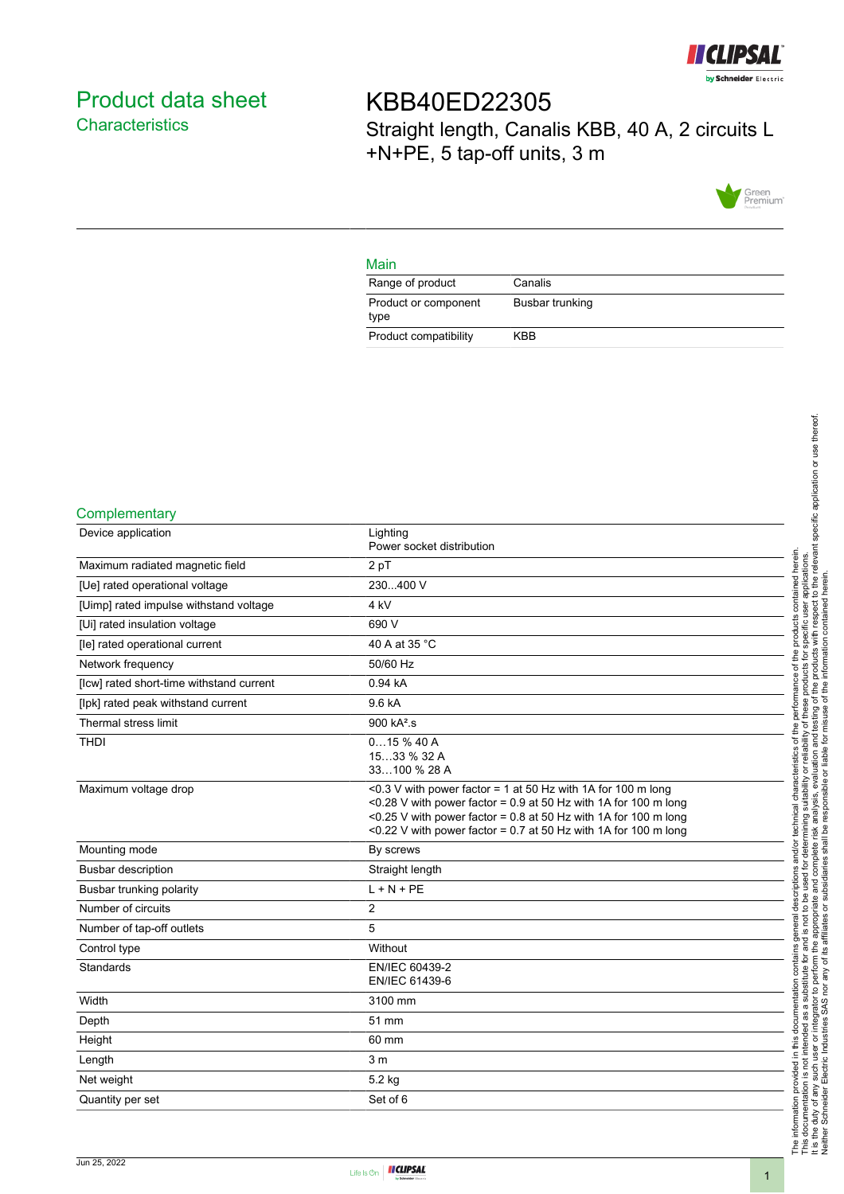# Product data sheet

## Characteristics

# KBB40ED22305

Straight length, Canalis KBB, 40 A, 2 circuits L +N+PE, 5 tap-off units, 3 m

### Main

| | |
|---|---|
| Range of product | Canalis |
| Product or component type | Busbar trunking |
| Product compatibility | KBB |

### Complementary

| | |
|---|---|
| Device application | Lighting<br>Power socket distribution |
| Maximum radiated magnetic field | 2 pT |
| [Ue] rated operational voltage | 230...400 V |
| [Uimp] rated impulse withstand voltage | 4 kV |
| [Ui] rated insulation voltage | 690 V |
| [Ie] rated operational current | 40 A at 35 °C |
| Network frequency | 50/60 Hz |
| [Icw] rated short-time withstand current | 0.94 kA |
| [Ipk] rated peak withstand current | 9.6 kA |
| Thermal stress limit | 900 kA².s |
| THDI | 0…15 % 40 A<br>15…33 % 32 A<br>33…100 % 28 A |
| Maximum voltage drop | <0.3 V with power factor = 1 at 50 Hz with 1A for 100 m long<br><0.28 V with power factor = 0.9 at 50 Hz with 1A for 100 m long<br><0.25 V with power factor = 0.8 at 50 Hz with 1A for 100 m long<br><0.22 V with power factor = 0.7 at 50 Hz with 1A for 100 m long |
| Mounting mode | By screws |
| Busbar description | Straight length |
| Busbar trunking polarity | L + N + PE |
| Number of circuits | 2 |
| Number of tap-off outlets | 5 |
| Control type | Without |
| Standards | EN/IEC 60439-2<br>EN/IEC 61439-6 |
| Width | 3100 mm |
| Depth | 51 mm |
| Height | 60 mm |
| Length | 3 m |
| Net weight | 5.2 kg |
| Quantity per set | Set of 6 |

The information provided in this documentation contains general descriptions and/or technical characteristics of the performance of the products contained herein.
This documentation is not intended as a substitute for and is not to be used for determining suitability or reliability of these products for specific user applications.
It is the duty of any such user or integrator to perform the appropriate and complete risk analysis, evaluation and testing of the products with respect to the relevant specific application or use thereof.
Neither Schneider Electric Industries SAS nor any of its affiliates or subsidiaries shall be responsible or liable for misuse of the information contained herein.

Jun 25, 2022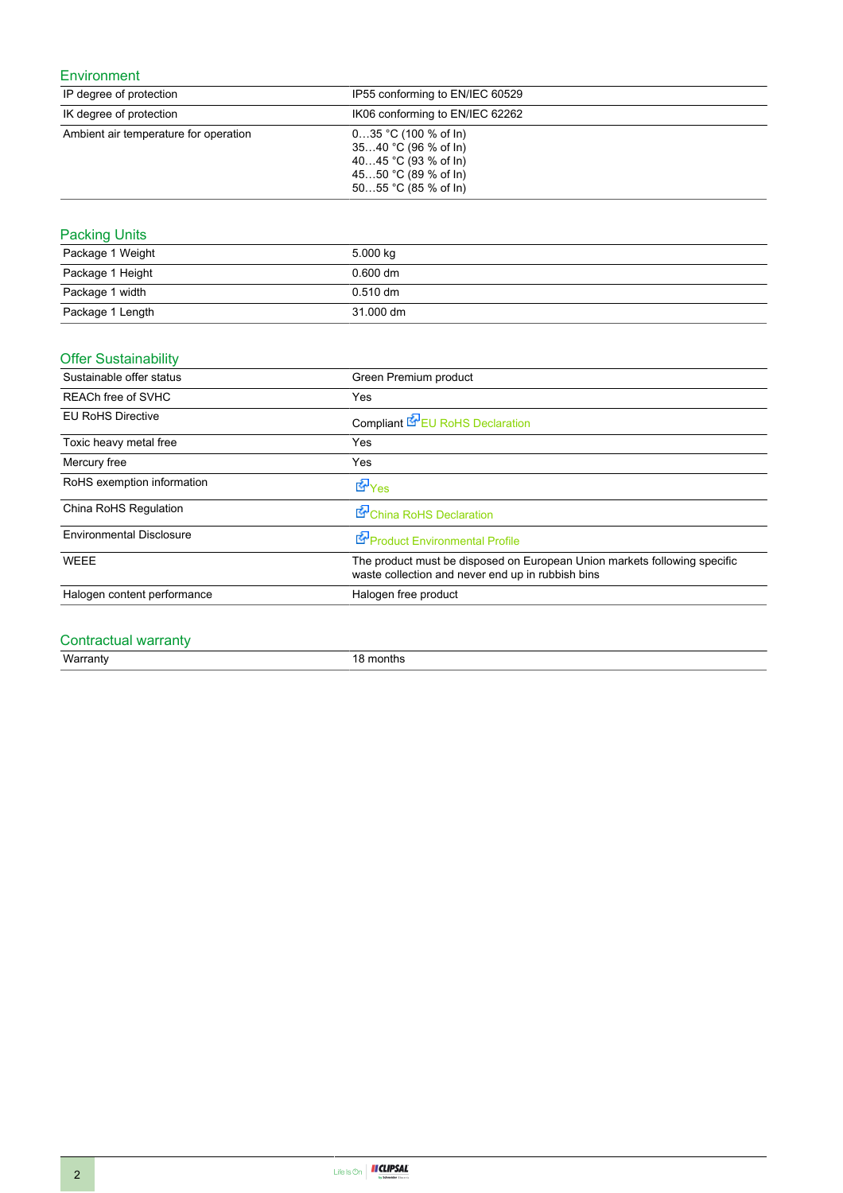## Environment

| | |
|---|---|
| IP degree of protection | IP55 conforming to EN/IEC 60529 |
| IK degree of protection | IK06 conforming to EN/IEC 62262 |
| Ambient air temperature for operation | 0…35 °C (100 % of In)<br>35…40 °C (96 % of In)<br>40…45 °C (93 % of In)<br>45…50 °C (89 % of In)<br>50…55 °C (85 % of In) |

## Packing Units

| | |
|---|---|
| Package 1 Weight | 5.000 kg |
| Package 1 Height | 0.600 dm |
| Package 1 width | 0.510 dm |
| Package 1 Length | 31.000 dm |

## Offer Sustainability

| | |
|---|---|
| Sustainable offer status | Green Premium product |
| REACh free of SVHC | Yes |
| EU RoHS Directive | Compliant EU RoHS Declaration |
| Toxic heavy metal free | Yes |
| Mercury free | Yes |
| RoHS exemption information | Yes |
| China RoHS Regulation | China RoHS Declaration |
| Environmental Disclosure | Product Environmental Profile |
| WEEE | The product must be disposed on European Union markets following specific waste collection and never end up in rubbish bins |
| Halogen content performance | Halogen free product |

## Contractual warranty

| | |
|---|---|
| Warranty | 18 months |